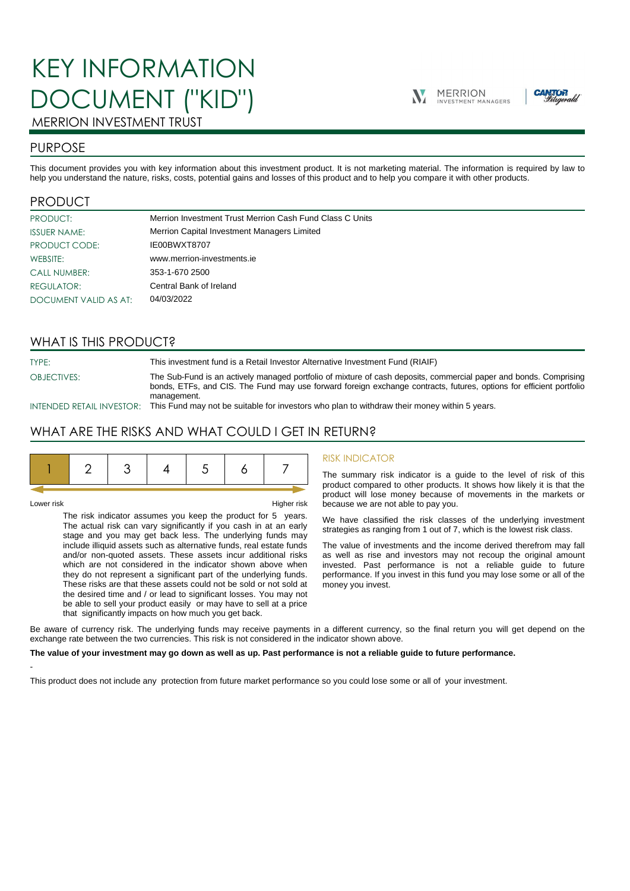# KEY INFORMATION DOCUMENT ("KID")

MERRION INVESTMENT TRUST

## PURPOSE

This document provides you with key information about this investment product. It is not marketing material. The information is required by law to help you understand the nature, risks, costs, potential gains and losses of this product and to help you compare it with other products.

## PRODUCT

| | |
|---|---|
| PRODUCT: | Merrion Investment Trust Merrion Cash Fund Class C Units |
| ISSUER NAME: | Merrion Capital Investment Managers Limited |
| PRODUCT CODE: | IE00BWXT8707 |
| WEBSITE: | www.merrion-investments.ie |
| CALL NUMBER: | 353-1-670 2500 |
| REGULATOR: | Central Bank of Ireland |
| DOCUMENT VALID AS AT: | 04/03/2022 |

## WHAT IS THIS PRODUCT?

| | |
|---|---|
| TYPE: | This investment fund is a Retail Investor Alternative Investment Fund (RIAIF) |
| OBJECTIVES: | The Sub-Fund is an actively managed portfolio of mixture of cash deposits, commercial paper and bonds. Comprising bonds, ETFs, and CIS. The Fund may use forward foreign exchange contracts, futures, options for efficient portfolio management. |
| INTENDED RETAIL INVESTOR: | This Fund may not be suitable for investors who plan to withdraw their money within 5 years. |

## WHAT ARE THE RISKS AND WHAT COULD I GET IN RETURN?

| **1** | 2 | 3 | 4 | 5 | 6 | 7 |
|---|---|---|---|---|---|---|

Lower risk — Higher risk

The risk indicator assumes you keep the product for 5 years. The actual risk can vary significantly if you cash in at an early stage and you may get back less. The underlying funds may include illiquid assets such as alternative funds, real estate funds and/or non-quoted assets. These assets incur additional risks which are not considered in the indicator shown above when they do not represent a significant part of the underlying funds. These risks are that these assets could not be sold or not sold at the desired time and / or lead to significant losses. You may not be able to sell your product easily or may have to sell at a price that significantly impacts on how much you get back.

### RISK INDICATOR

The summary risk indicator is a guide to the level of risk of this product compared to other products. It shows how likely it is that the product will lose money because of movements in the markets or because we are not able to pay you.

We have classified the risk classes of the underlying investment strategies as ranging from 1 out of 7, which is the lowest risk class.

The value of investments and the income derived therefrom may fall as well as rise and investors may not recoup the original amount invested. Past performance is not a reliable guide to future performance. If you invest in this fund you may lose some or all of the money you invest.

Be aware of currency risk. The underlying funds may receive payments in a different currency, so the final return you will get depend on the exchange rate between the two currencies. This risk is not considered in the indicator shown above.

**The value of your investment may go down as well as up. Past performance is not a reliable guide to future performance.**

-

This product does not include any protection from future market performance so you could lose some or all of your investment.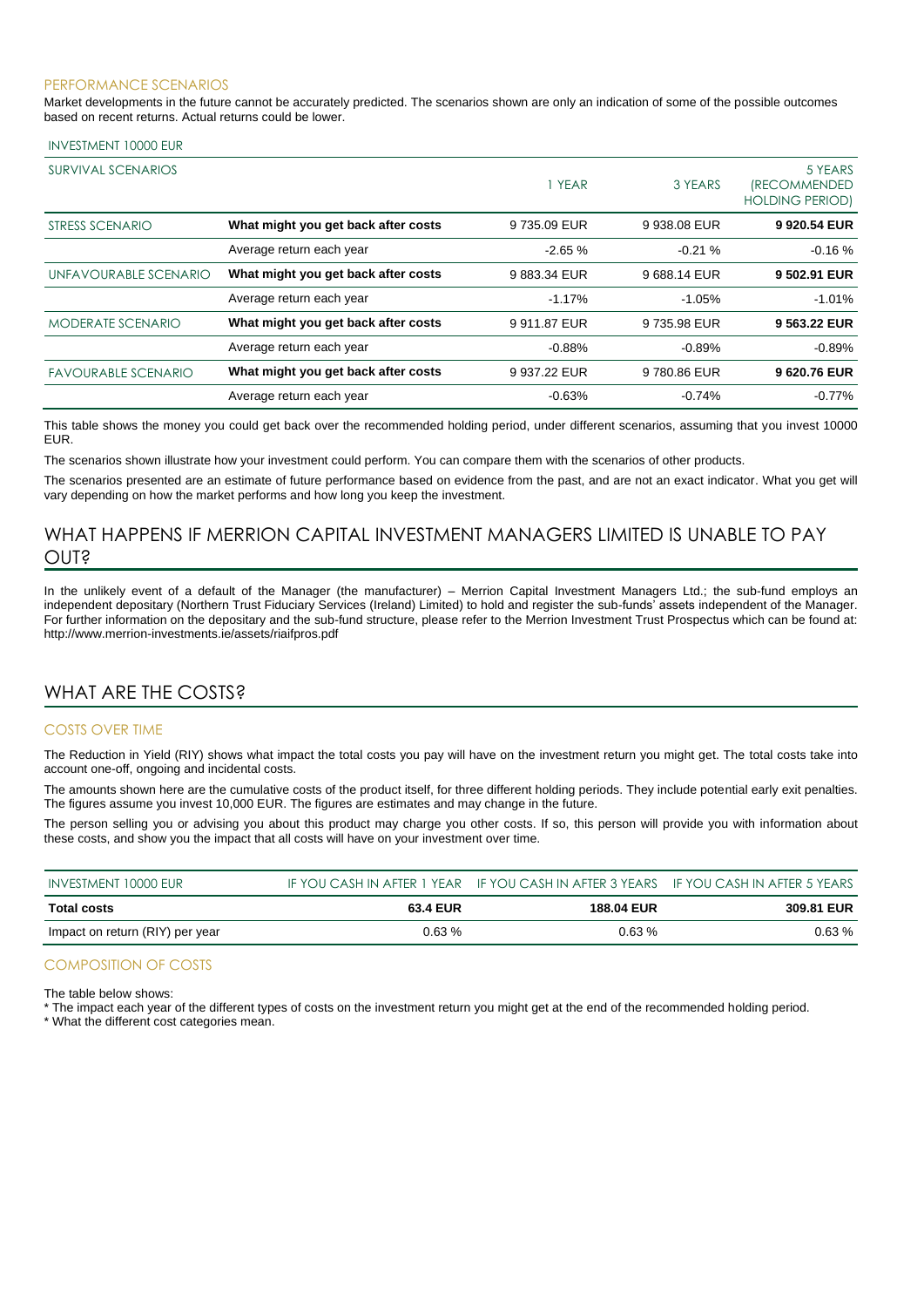### PERFORMANCE SCENARIOS

Market developments in the future cannot be accurately predicted. The scenarios shown are only an indication of some of the possible outcomes based on recent returns. Actual returns could be lower.

| INVESTMENT 10000 EUR | | | | |
|---|---|---|---|---|
| SURVIVAL SCENARIOS | | 1 YEAR | 3 YEARS | 5 YEARS (RECOMMENDED HOLDING PERIOD) |
| STRESS SCENARIO | **What might you get back after costs** | 9 735.09 EUR | 9 938.08 EUR | **9 920.54 EUR** |
| | Average return each year | -2.65 % | -0.21 % | -0.16 % |
| UNFAVOURABLE SCENARIO | **What might you get back after costs** | 9 883.34 EUR | 9 688.14 EUR | **9 502.91 EUR** |
| | Average return each year | -1.17% | -1.05% | -1.01% |
| MODERATE SCENARIO | **What might you get back after costs** | 9 911.87 EUR | 9 735.98 EUR | **9 563.22 EUR** |
| | Average return each year | -0.88% | -0.89% | -0.89% |
| FAVOURABLE SCENARIO | **What might you get back after costs** | 9 937.22 EUR | 9 780.86 EUR | **9 620.76 EUR** |
| | Average return each year | -0.63% | -0.74% | -0.77% |

This table shows the money you could get back over the recommended holding period, under different scenarios, assuming that you invest 10000 EUR.

The scenarios shown illustrate how your investment could perform. You can compare them with the scenarios of other products.

The scenarios presented are an estimate of future performance based on evidence from the past, and are not an exact indicator. What you get will vary depending on how the market performs and how long you keep the investment.

## WHAT HAPPENS IF MERRION CAPITAL INVESTMENT MANAGERS LIMITED IS UNABLE TO PAY OUT?

In the unlikely event of a default of the Manager (the manufacturer) – Merrion Capital Investment Managers Ltd.; the sub-fund employs an independent depositary (Northern Trust Fiduciary Services (Ireland) Limited) to hold and register the sub-funds' assets independent of the Manager. For further information on the depositary and the sub-fund structure, please refer to the Merrion Investment Trust Prospectus which can be found at: http://www.merrion-investments.ie/assets/riaifpros.pdf

## WHAT ARE THE COSTS?

### COSTS OVER TIME

The Reduction in Yield (RIY) shows what impact the total costs you pay will have on the investment return you might get. The total costs take into account one-off, ongoing and incidental costs.

The amounts shown here are the cumulative costs of the product itself, for three different holding periods. They include potential early exit penalties. The figures assume you invest 10,000 EUR. The figures are estimates and may change in the future.

The person selling you or advising you about this product may charge you other costs. If so, this person will provide you with information about these costs, and show you the impact that all costs will have on your investment over time.

| INVESTMENT 10000 EUR | IF YOU CASH IN AFTER 1 YEAR | IF YOU CASH IN AFTER 3 YEARS | IF YOU CASH IN AFTER 5 YEARS |
|---|---|---|---|
| **Total costs** | **63.4 EUR** | **188.04 EUR** | **309.81 EUR** |
| Impact on return (RIY) per year | 0.63 % | 0.63 % | 0.63 % |

### COMPOSITION OF COSTS

The table below shows:
* The impact each year of the different types of costs on the investment return you might get at the end of the recommended holding period.
* What the different cost categories mean.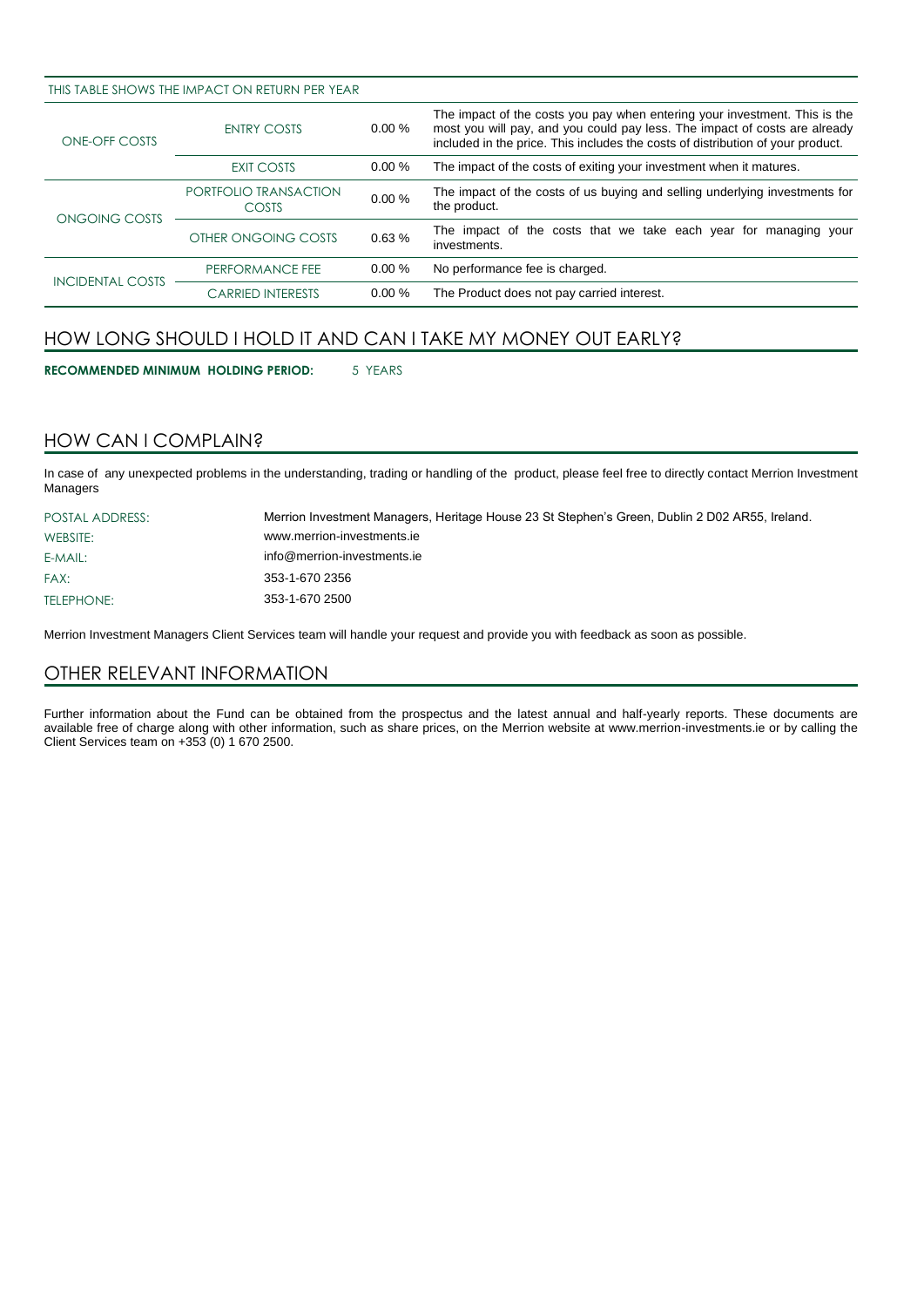| THIS TABLE SHOWS THE IMPACT ON RETURN PER YEAR | | | |
| --- | --- | --- | --- |
| ONE-OFF COSTS | ENTRY COSTS | 0.00 % | The impact of the costs you pay when entering your investment. This is the most you will pay, and you could pay less. The impact of costs are already included in the price. This includes the costs of distribution of your product. |
| | EXIT COSTS | 0.00 % | The impact of the costs of exiting your investment when it matures. |
| ONGOING COSTS | PORTFOLIO TRANSACTION COSTS | 0.00 % | The impact of the costs of us buying and selling underlying investments for the product. |
| | OTHER ONGOING COSTS | 0.63 % | The impact of the costs that we take each year for managing your investments. |
| INCIDENTAL COSTS | PERFORMANCE FEE | 0.00 % | No performance fee is charged. |
| | CARRIED INTERESTS | 0.00 % | The Product does not pay carried interest. |

## HOW LONG SHOULD I HOLD IT AND CAN I TAKE MY MONEY OUT EARLY?

**RECOMMENDED MINIMUM HOLDING PERIOD:** 5 YEARS

## HOW CAN I COMPLAIN?

In case of any unexpected problems in the understanding, trading or handling of the product, please feel free to directly contact Merrion Investment Managers

| | |
| --- | --- |
| POSTAL ADDRESS: | Merrion Investment Managers, Heritage House 23 St Stephen's Green, Dublin 2 D02 AR55, Ireland. |
| WEBSITE: | www.merrion-investments.ie |
| E-MAIL: | info@merrion-investments.ie |
| FAX: | 353-1-670 2356 |
| TELEPHONE: | 353-1-670 2500 |

Merrion Investment Managers Client Services team will handle your request and provide you with feedback as soon as possible.

## OTHER RELEVANT INFORMATION

Further information about the Fund can be obtained from the prospectus and the latest annual and half-yearly reports. These documents are available free of charge along with other information, such as share prices, on the Merrion website at www.merrion-investments.ie or by calling the Client Services team on +353 (0) 1 670 2500.